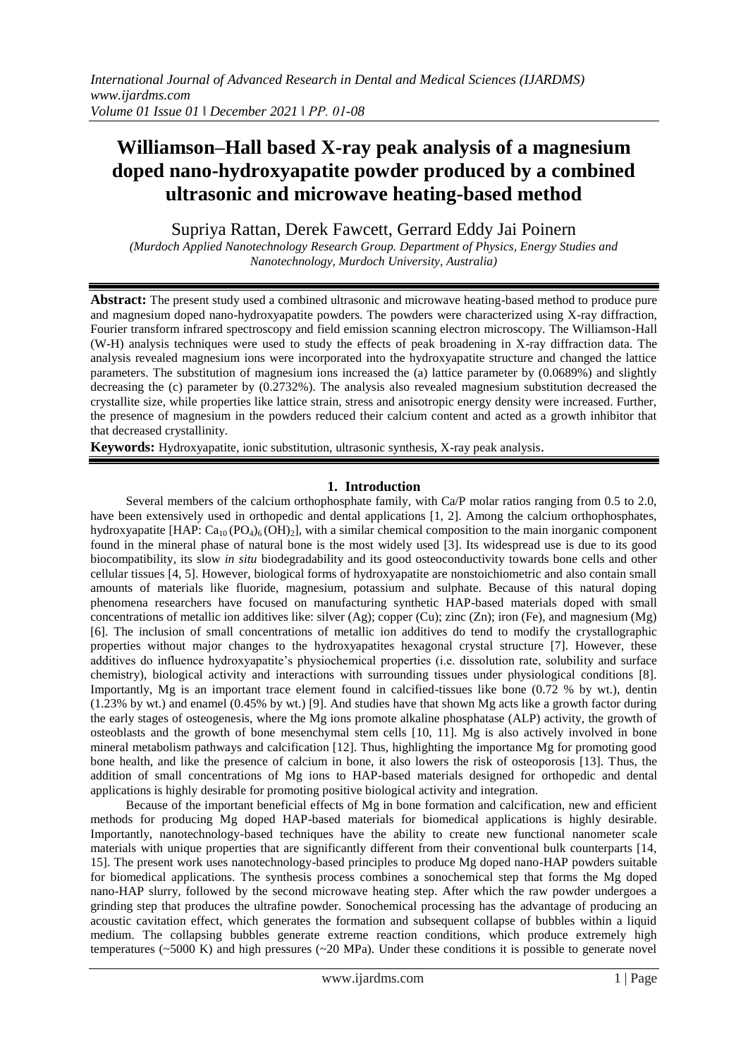# Williamson–Hall based X-ray peak analysis of a magnesium doped nano-hydroxyapatite powder produced by a combined ultrasonic and microwave heating-based method

Supriya Rattan, Derek Fawcett, Gerrard Eddy Jai Poinern

*(Murdoch Applied Nanotechnology Research Group. Department of Physics, Energy Studies and Nanotechnology, Murdoch University, Australia)*

---

**Abstract:** The present study used a combined ultrasonic and microwave heating-based method to produce pure and magnesium doped nano-hydroxyapatite powders. The powders were characterized using X-ray diffraction, Fourier transform infrared spectroscopy and field emission scanning electron microscopy. The Williamson-Hall (W-H) analysis techniques were used to study the effects of peak broadening in X-ray diffraction data. The analysis revealed magnesium ions were incorporated into the hydroxyapatite structure and changed the lattice parameters. The substitution of magnesium ions increased the (a) lattice parameter by (0.0689%) and slightly decreasing the (c) parameter by (0.2732%). The analysis also revealed magnesium substitution decreased the crystallite size, while properties like lattice strain, stress and anisotropic energy density were increased. Further, the presence of magnesium in the powders reduced their calcium content and acted as a growth inhibitor that that decreased crystallinity.

**Keywords:** Hydroxyapatite, ionic substitution, ultrasonic synthesis, X-ray peak analysis.

---

## 1. Introduction

Several members of the calcium orthophosphate family, with Ca/P molar ratios ranging from 0.5 to 2.0, have been extensively used in orthopedic and dental applications [1, 2]. Among the calcium orthophosphates, hydroxyapatite [HAP: $Ca_{10}(PO_4)_6(OH)_2$], with a similar chemical composition to the main inorganic component found in the mineral phase of natural bone is the most widely used [3]. Its widespread use is due to its good biocompatibility, its slow *in situ* biodegradability and its good osteoconductivity towards bone cells and other cellular tissues [4, 5]. However, biological forms of hydroxyapatite are nonstoichiometric and also contain small amounts of materials like fluoride, magnesium, potassium and sulphate. Because of this natural doping phenomena researchers have focused on manufacturing synthetic HAP-based materials doped with small concentrations of metallic ion additives like: silver (Ag); copper (Cu); zinc (Zn); iron (Fe), and magnesium (Mg) [6]. The inclusion of small concentrations of metallic ion additives do tend to modify the crystallographic properties without major changes to the hydroxyapatites hexagonal crystal structure [7]. However, these additives do influence hydroxyapatite's physiochemical properties (i.e. dissolution rate, solubility and surface chemistry), biological activity and interactions with surrounding tissues under physiological conditions [8]. Importantly, Mg is an important trace element found in calcified-tissues like bone (0.72 % by wt.), dentin (1.23% by wt.) and enamel (0.45% by wt.) [9]. And studies have that shown Mg acts like a growth factor during the early stages of osteogenesis, where the Mg ions promote alkaline phosphatase (ALP) activity, the growth of osteoblasts and the growth of bone mesenchymal stem cells [10, 11]. Mg is also actively involved in bone mineral metabolism pathways and calcification [12]. Thus, highlighting the importance Mg for promoting good bone health, and like the presence of calcium in bone, it also lowers the risk of osteoporosis [13]. Thus, the addition of small concentrations of Mg ions to HAP-based materials designed for orthopedic and dental applications is highly desirable for promoting positive biological activity and integration.

Because of the important beneficial effects of Mg in bone formation and calcification, new and efficient methods for producing Mg doped HAP-based materials for biomedical applications is highly desirable. Importantly, nanotechnology-based techniques have the ability to create new functional nanometer scale materials with unique properties that are significantly different from their conventional bulk counterparts [14, 15]. The present work uses nanotechnology-based principles to produce Mg doped nano-HAP powders suitable for biomedical applications. The synthesis process combines a sonochemical step that forms the Mg doped nano-HAP slurry, followed by the second microwave heating step. After which the raw powder undergoes a grinding step that produces the ultrafine powder. Sonochemical processing has the advantage of producing an acoustic cavitation effect, which generates the formation and subsequent collapse of bubbles within a liquid medium. The collapsing bubbles generate extreme reaction conditions, which produce extremely high temperatures (~5000 K) and high pressures (~20 MPa). Under these conditions it is possible to generate novel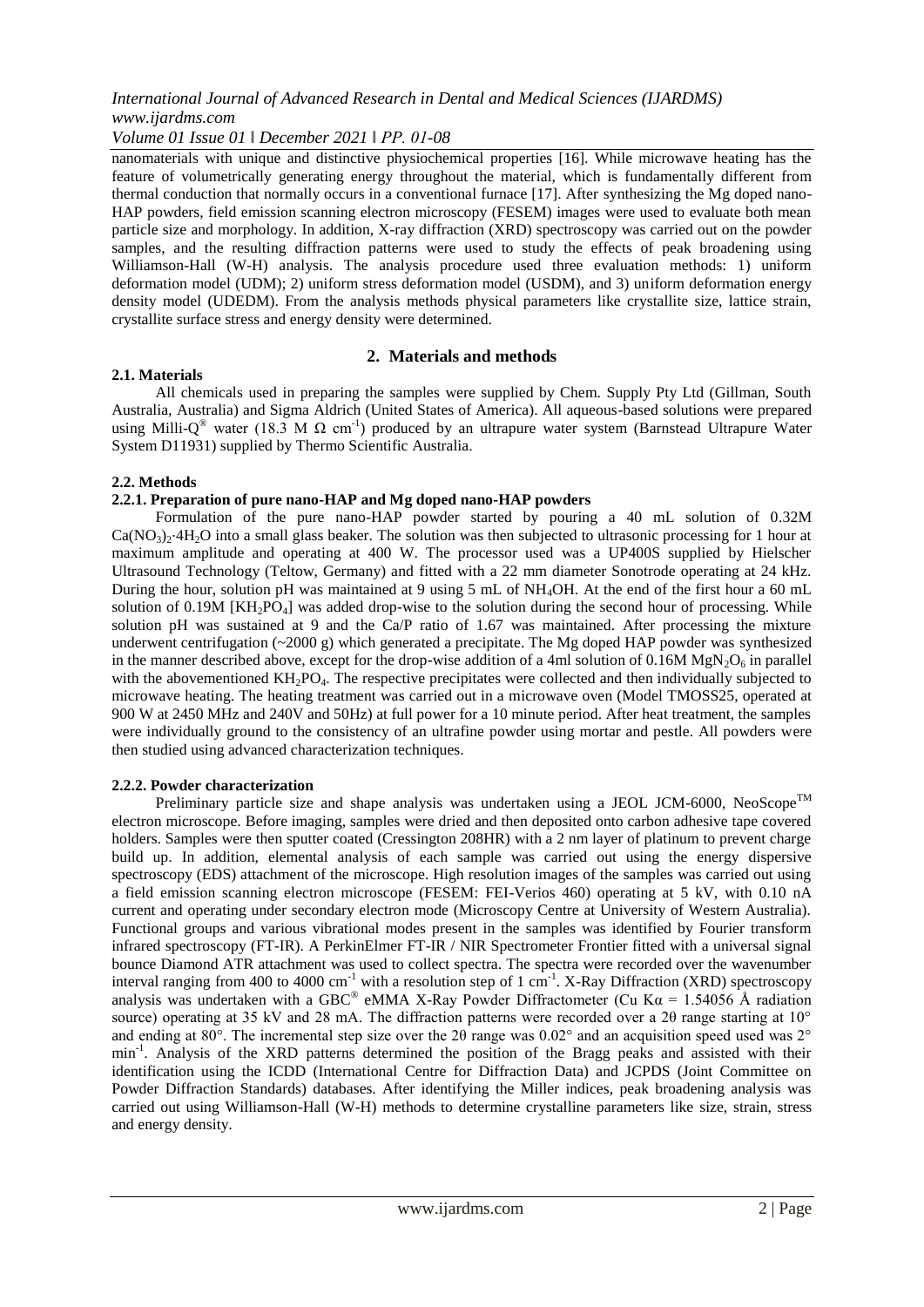nanomaterials with unique and distinctive physiochemical properties [16]. While microwave heating has the feature of volumetrically generating energy throughout the material, which is fundamentally different from thermal conduction that normally occurs in a conventional furnace [17]. After synthesizing the Mg doped nano-HAP powders, field emission scanning electron microscopy (FESEM) images were used to evaluate both mean particle size and morphology. In addition, X-ray diffraction (XRD) spectroscopy was carried out on the powder samples, and the resulting diffraction patterns were used to study the effects of peak broadening using Williamson-Hall (W-H) analysis. The analysis procedure used three evaluation methods: 1) uniform deformation model (UDM); 2) uniform stress deformation model (USDM), and 3) uniform deformation energy density model (UDEDM). From the analysis methods physical parameters like crystallite size, lattice strain, crystallite surface stress and energy density were determined.

## 2. Materials and methods

### 2.1. Materials

All chemicals used in preparing the samples were supplied by Chem. Supply Pty Ltd (Gillman, South Australia, Australia) and Sigma Aldrich (United States of America). All aqueous-based solutions were prepared using Milli-Q® water (18.3 M Ω $cm^{-1}$) produced by an ultrapure water system (Barnstead Ultrapure Water System D11931) supplied by Thermo Scientific Australia.

### 2.2. Methods

#### 2.2.1. Preparation of pure nano-HAP and Mg doped nano-HAP powders

Formulation of the pure nano-HAP powder started by pouring a 40 mL solution of 0.32M $Ca(NO_3)_2{\cdot}4H_2O$ into a small glass beaker. The solution was then subjected to ultrasonic processing for 1 hour at maximum amplitude and operating at 400 W. The processor used was a UP400S supplied by Hielscher Ultrasound Technology (Teltow, Germany) and fitted with a 22 mm diameter Sonotrode operating at 24 kHz. During the hour, solution pH was maintained at 9 using 5 mL of $NH_4OH$. At the end of the first hour a 60 mL solution of 0.19M [$KH_2PO_4$] was added drop-wise to the solution during the second hour of processing. While solution pH was sustained at 9 and the Ca/P ratio of 1.67 was maintained. After processing the mixture underwent centrifugation (~2000 g) which generated a precipitate. The Mg doped HAP powder was synthesized in the manner described above, except for the drop-wise addition of a 4ml solution of 0.16M $MgN_2O_6$ in parallel with the abovementioned $KH_2PO_4$. The respective precipitates were collected and then individually subjected to microwave heating. The heating treatment was carried out in a microwave oven (Model TMOSS25, operated at 900 W at 2450 MHz and 240V and 50Hz) at full power for a 10 minute period. After heat treatment, the samples were individually ground to the consistency of an ultrafine powder using mortar and pestle. All powders were then studied using advanced characterization techniques.

#### 2.2.2. Powder characterization

Preliminary particle size and shape analysis was undertaken using a JEOL JCM-6000, NeoScope™ electron microscope. Before imaging, samples were dried and then deposited onto carbon adhesive tape covered holders. Samples were then sputter coated (Cressington 208HR) with a 2 nm layer of platinum to prevent charge build up. In addition, elemental analysis of each sample was carried out using the energy dispersive spectroscopy (EDS) attachment of the microscope. High resolution images of the samples was carried out using a field emission scanning electron microscope (FESEM: FEI-Verios 460) operating at 5 kV, with 0.10 nA current and operating under secondary electron mode (Microscopy Centre at University of Western Australia). Functional groups and various vibrational modes present in the samples was identified by Fourier transform infrared spectroscopy (FT-IR). A PerkinElmer FT-IR / NIR Spectrometer Frontier fitted with a universal signal bounce Diamond ATR attachment was used to collect spectra. The spectra were recorded over the wavenumber interval ranging from 400 to 4000 $cm^{-1}$ with a resolution step of 1 $cm^{-1}$. X-Ray Diffraction (XRD) spectroscopy analysis was undertaken with a GBC® eMMA X-Ray Powder Diffractometer (Cu Kα = 1.54056 Å radiation source) operating at 35 kV and 28 mA. The diffraction patterns were recorded over a 2θ range starting at 10° and ending at 80°. The incremental step size over the 2θ range was 0.02° and an acquisition speed used was 2° $min^{-1}$. Analysis of the XRD patterns determined the position of the Bragg peaks and assisted with their identification using the ICDD (International Centre for Diffraction Data) and JCPDS (Joint Committee on Powder Diffraction Standards) databases. After identifying the Miller indices, peak broadening analysis was carried out using Williamson-Hall (W-H) methods to determine crystalline parameters like size, strain, stress and energy density.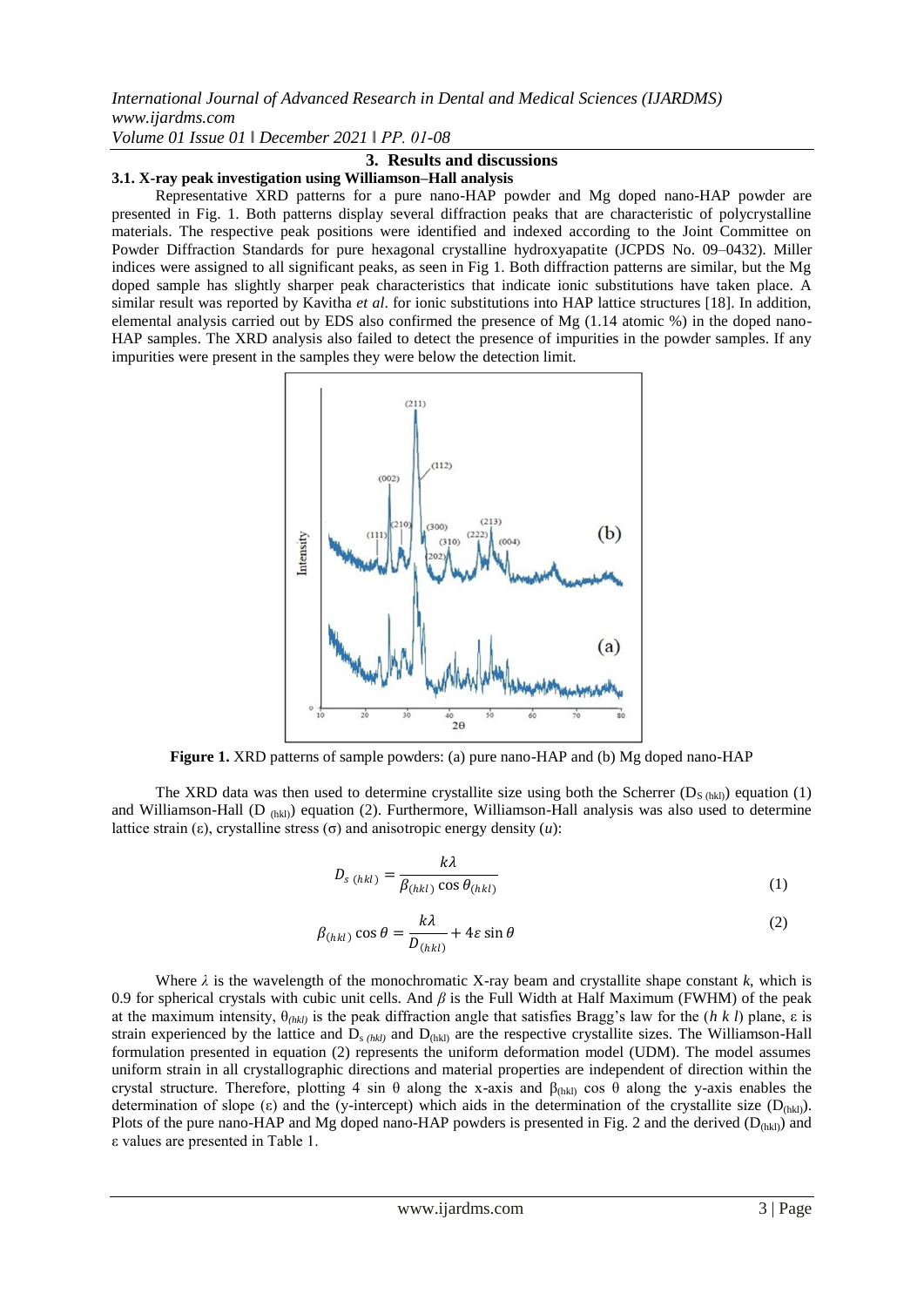## 3. Results and discussions

### 3.1. X-ray peak investigation using Williamson–Hall analysis

Representative XRD patterns for a pure nano-HAP powder and Mg doped nano-HAP powder are presented in Fig. 1. Both patterns display several diffraction peaks that are characteristic of polycrystalline materials. The respective peak positions were identified and indexed according to the Joint Committee on Powder Diffraction Standards for pure hexagonal crystalline hydroxyapatite (JCPDS No. 09–0432). Miller indices were assigned to all significant peaks, as seen in Fig 1. Both diffraction patterns are similar, but the Mg doped sample has slightly sharper peak characteristics that indicate ionic substitutions have taken place. A similar result was reported by Kavitha *et al*. for ionic substitutions into HAP lattice structures [18]. In addition, elemental analysis carried out by EDS also confirmed the presence of Mg (1.14 atomic %) in the doped nano-HAP samples. The XRD analysis also failed to detect the presence of impurities in the powder samples. If any impurities were present in the samples they were below the detection limit.

**Figure 1.** XRD patterns of sample powders: (a) pure nano-HAP and (b) Mg doped nano-HAP

The XRD data was then used to determine crystallite size using both the Scherrer ($D_{S\,(hkl)}$) equation (1) and Williamson-Hall ($D_{(hkl)}$) equation (2). Furthermore, Williamson-Hall analysis was also used to determine lattice strain ($\varepsilon$), crystalline stress ($\sigma$) and anisotropic energy density ($u$):

$$D_{s\,(hkl)} = \frac{k\lambda}{\beta_{(hkl)} \cos \theta_{(hkl)}} \tag{1}$$

$$\beta_{(hkl)} \cos \theta = \frac{k\lambda}{D_{(hkl)}} + 4\varepsilon \sin \theta \tag{2}$$

Where $\lambda$ is the wavelength of the monochromatic X-ray beam and crystallite shape constant $k$, which is 0.9 for spherical crystals with cubic unit cells. And $\beta$ is the Full Width at Half Maximum (FWHM) of the peak at the maximum intensity, $\theta_{(hkl)}$ is the peak diffraction angle that satisfies Bragg's law for the ($h\ k\ l$) plane, $\varepsilon$ is strain experienced by the lattice and $D_{s\,(hkl)}$ and $D_{(hkl)}$ are the respective crystallite sizes. The Williamson-Hall formulation presented in equation (2) represents the uniform deformation model (UDM). The model assumes uniform strain in all crystallographic directions and material properties are independent of direction within the crystal structure. Therefore, plotting 4 sin θ along the x-axis and $\beta_{(hkl)} \cos \theta$ along the y-axis enables the determination of slope ($\varepsilon$) and the (y-intercept) which aids in the determination of the crystallite size ($D_{(hkl)}$). Plots of the pure nano-HAP and Mg doped nano-HAP powders is presented in Fig. 2 and the derived ($D_{(hkl)}$) and $\varepsilon$ values are presented in Table 1.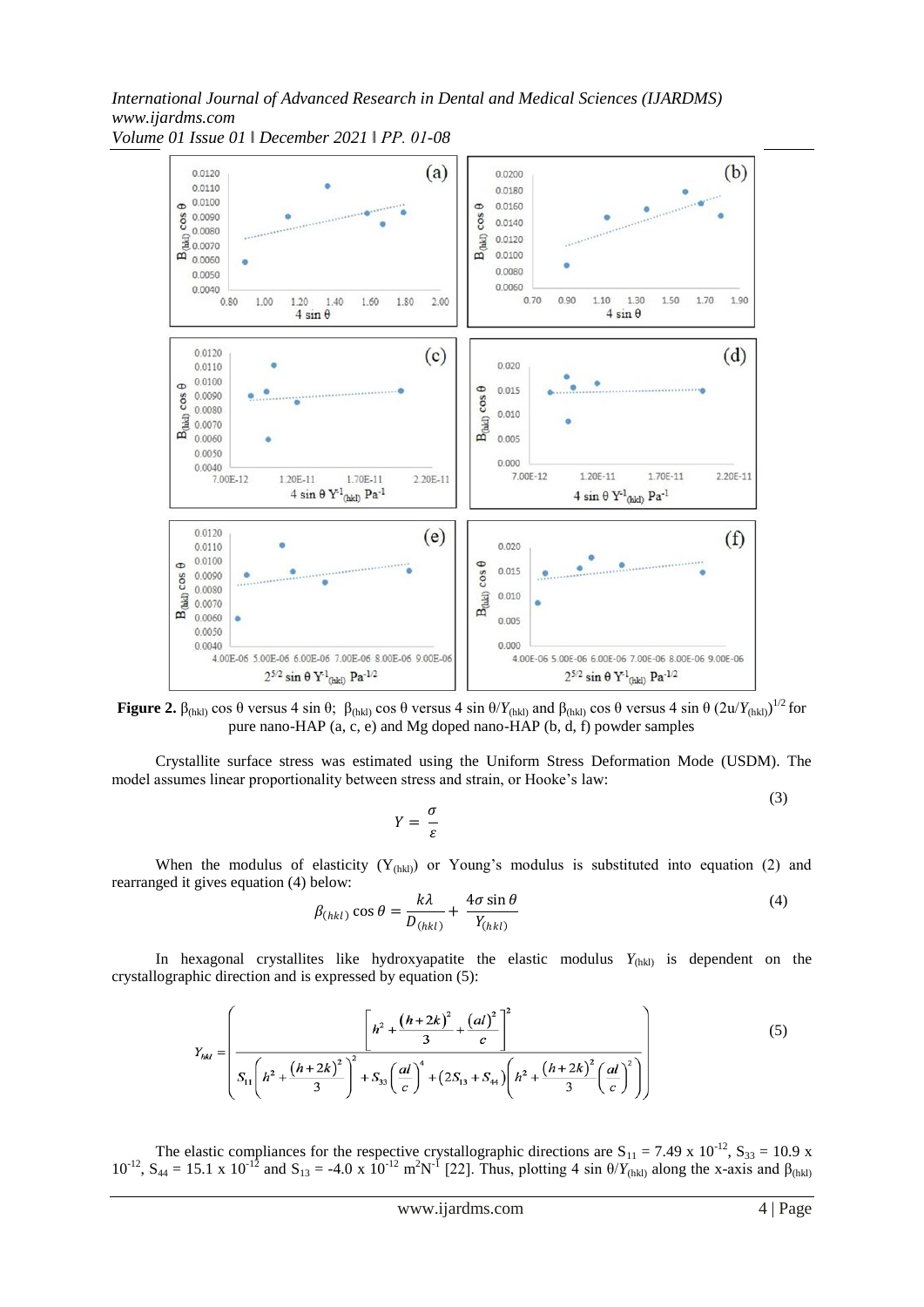**Figure 2.** $\beta_{(hkl)} \cos\theta$ versus $4 \sin\theta$; $\beta_{(hkl)} \cos\theta$ versus $4 \sin\theta / Y_{(hkl)}$ and $\beta_{(hkl)} \cos\theta$ versus $4 \sin\theta\, (2u/Y_{(hkl)})^{1/2}$ for pure nano-HAP (a, c, e) and Mg doped nano-HAP (b, d, f) powder samples

Crystallite surface stress was estimated using the Uniform Stress Deformation Mode (USDM). The model assumes linear proportionality between stress and strain, or Hooke's law:

$$Y = \frac{\sigma}{\varepsilon} \tag{3}$$

When the modulus of elasticity ($Y_{(hkl)}$) or Young's modulus is substituted into equation (2) and rearranged it gives equation (4) below:

$$\beta_{(hkl)} \cos\theta = \frac{k\lambda}{D_{(hkl)}} + \frac{4\sigma \sin\theta}{Y_{(hkl)}} \tag{4}$$

In hexagonal crystallites like hydroxyapatite the elastic modulus $Y_{(hkl)}$ is dependent on the crystallographic direction and is expressed by equation (5):

$$Y_{hkl} = \left( \frac{\left[ h^2 + \frac{(h+2k)^2}{3} + \frac{(al)^2}{c} \right]^2}{S_{11}\left( h^2 + \frac{(h+2k)^2}{3} \right)^2 + S_{33}\left( \frac{al}{c} \right)^4 + (2S_{13} + S_{44})\left( h^2 + \frac{(h+2k)^2}{3} \left( \frac{al}{c} \right)^2 \right)} \right) \tag{5}$$

The elastic compliances for the respective crystallographic directions are $S_{11} = 7.49 \times 10^{-12}$, $S_{33} = 10.9 \times 10^{-12}$, $S_{44} = 15.1 \times 10^{-12}$ and $S_{13} = -4.0 \times 10^{-12}$ $m^2N^{-1}$ [22]. Thus, plotting $4 \sin\theta / Y_{(hkl)}$ along the x-axis and $\beta_{(hkl)}$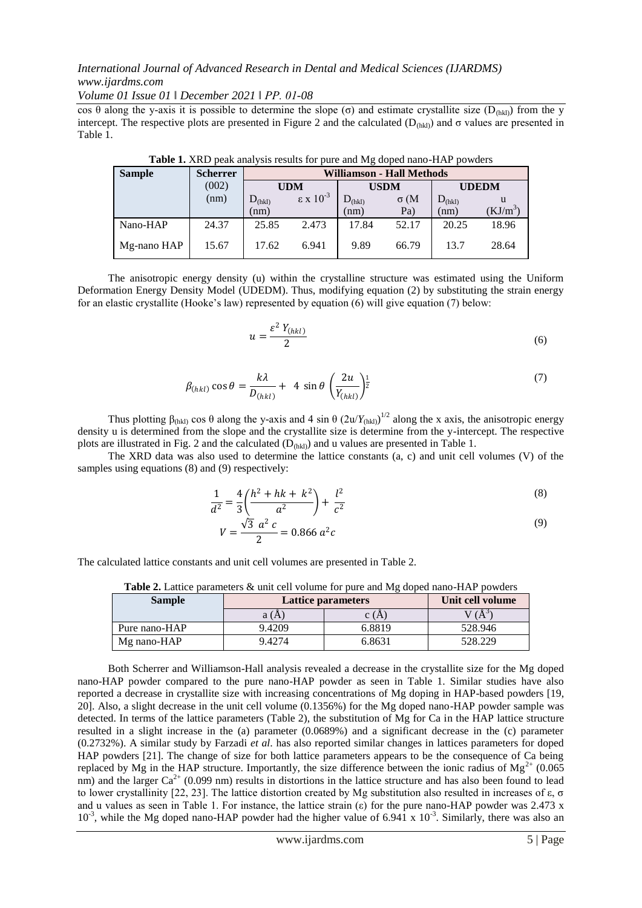cos θ along the y-axis it is possible to determine the slope (σ) and estimate crystallite size ($D_{(hkl)}$) from the y intercept. The respective plots are presented in Figure 2 and the calculated ($D_{(hkl)}$) and σ values are presented in Table 1.

**Table 1.** XRD peak analysis results for pure and Mg doped nano-HAP powders

| Sample | Scherrer (002) (nm) | Williamson - Hall Methods | | | | | |
|---|---|---|---|---|---|---|---|
| | | UDM | | USDM | | UDEDM | |
| | | $D_{(hkl)}$ (nm) | $\varepsilon \times 10^{-3}$ | $D_{(hkl)}$ (nm) | σ (M Pa) | $D_{(hkl)}$ (nm) | u (KJ/m$^3$) |
| Nano-HAP | 24.37 | 25.85 | 2.473 | 17.84 | 52.17 | 20.25 | 18.96 |
| Mg-nano HAP | 15.67 | 17.62 | 6.941 | 9.89 | 66.79 | 13.7 | 28.64 |

The anisotropic energy density (u) within the crystalline structure was estimated using the Uniform Deformation Energy Density Model (UDEDM). Thus, modifying equation (2) by substituting the strain energy for an elastic crystallite (Hooke's law) represented by equation (6) will give equation (7) below:

$$u = \frac{\varepsilon^2 \, Y_{(hkl)}}{2} \tag{6}$$

$$\beta_{(hkl)} \cos\theta = \frac{k\lambda}{D_{(hkl)}} + 4 \sin\theta \left(\frac{2u}{Y_{(hkl)}}\right)^{\frac{1}{2}} \tag{7}$$

Thus plotting $\beta_{(hkl)}$ cos θ along the y-axis and 4 sin θ $(2u/Y_{(hkl)})^{1/2}$ along the x axis, the anisotropic energy density u is determined from the slope and the crystallite size is determine from the y-intercept. The respective plots are illustrated in Fig. 2 and the calculated ($D_{(hkl)}$) and u values are presented in Table 1.

The XRD data was also used to determine the lattice constants (a, c) and unit cell volumes (V) of the samples using equations (8) and (9) respectively:

$$\frac{1}{d^2} = \frac{4}{3}\left(\frac{h^2 + hk + k^2}{a^2}\right) + \frac{l^2}{c^2} \tag{8}$$

$$V = \frac{\sqrt{3}\ a^2\ c}{2} = 0.866\ a^2 c \tag{9}$$

The calculated lattice constants and unit cell volumes are presented in Table 2.

**Table 2.** Lattice parameters & unit cell volume for pure and Mg doped nano-HAP powders

| Sample | Lattice parameters | | Unit cell volume |
|---|---|---|---|
| | a (Å) | c (Å) | V (Å$^3$) |
| Pure nano-HAP | 9.4209 | 6.8819 | 528.946 |
| Mg nano-HAP | 9.4274 | 6.8631 | 528.229 |

Both Scherrer and Williamson-Hall analysis revealed a decrease in the crystallite size for the Mg doped nano-HAP powder compared to the pure nano-HAP powder as seen in Table 1. Similar studies have also reported a decrease in crystallite size with increasing concentrations of Mg doping in HAP-based powders [19, 20]. Also, a slight decrease in the unit cell volume (0.1356%) for the Mg doped nano-HAP powder sample was detected. In terms of the lattice parameters (Table 2), the substitution of Mg for Ca in the HAP lattice structure resulted in a slight increase in the (a) parameter (0.0689%) and a significant decrease in the (c) parameter (0.2732%). A similar study by Farzadi *et al*. has also reported similar changes in lattices parameters for doped HAP powders [21]. The change of size for both lattice parameters appears to be the consequence of Ca being replaced by Mg in the HAP structure. Importantly, the size difference between the ionic radius of $Mg^{2+}$ (0.065 nm) and the larger $Ca^{2+}$ (0.099 nm) results in distortions in the lattice structure and has also been found to lead to lower crystallinity [22, 23]. The lattice distortion created by Mg substitution also resulted in increases of ε, σ and u values as seen in Table 1. For instance, the lattice strain (ε) for the pure nano-HAP powder was 2.473 x $10^{-3}$, while the Mg doped nano-HAP powder had the higher value of 6.941 x $10^{-3}$. Similarly, there was also an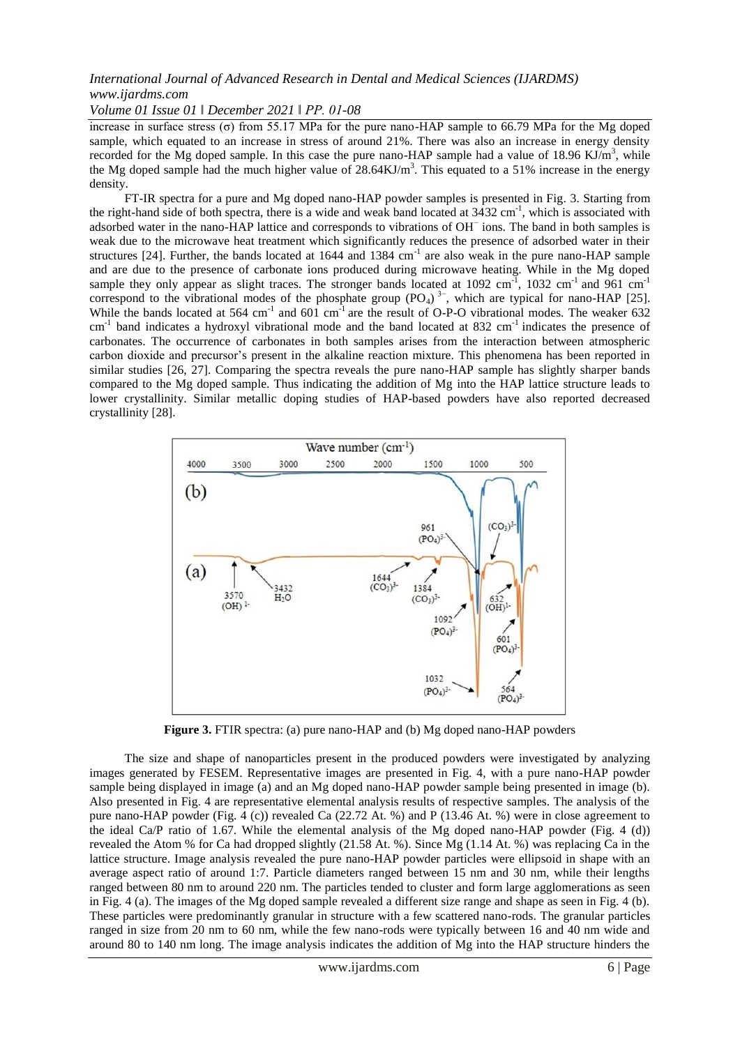increase in surface stress (σ) from 55.17 MPa for the pure nano-HAP sample to 66.79 MPa for the Mg doped sample, which equated to an increase in stress of around 21%. There was also an increase in energy density recorded for the Mg doped sample. In this case the pure nano-HAP sample had a value of 18.96 $KJ/m^3$, while the Mg doped sample had the much higher value of 28.64$KJ/m^3$. This equated to a 51% increase in the energy density.

FT-IR spectra for a pure and Mg doped nano-HAP powder samples is presented in Fig. 3. Starting from the right-hand side of both spectra, there is a wide and weak band located at 3432 $cm^{-1}$, which is associated with adsorbed water in the nano-HAP lattice and corresponds to vibrations of $OH^-$ ions. The band in both samples is weak due to the microwave heat treatment which significantly reduces the presence of adsorbed water in their structures [24]. Further, the bands located at 1644 and 1384 $cm^{-1}$ are also weak in the pure nano-HAP sample and are due to the presence of carbonate ions produced during microwave heating. While in the Mg doped sample they only appear as slight traces. The stronger bands located at 1092 $cm^{-1}$, 1032 $cm^{-1}$ and 961 $cm^{-1}$ correspond to the vibrational modes of the phosphate group $(PO_4)^{3-}$, which are typical for nano-HAP [25]. While the bands located at 564 $cm^{-1}$ and 601 $cm^{-1}$ are the result of O-P-O vibrational modes. The weaker 632 $cm^{-1}$ band indicates a hydroxyl vibrational mode and the band located at 832 $cm^{-1}$ indicates the presence of carbonates. The occurrence of carbonates in both samples arises from the interaction between atmospheric carbon dioxide and precursor's present in the alkaline reaction mixture. This phenomena has been reported in similar studies [26, 27]. Comparing the spectra reveals the pure nano-HAP sample has slightly sharper bands compared to the Mg doped sample. Thus indicating the addition of Mg into the HAP lattice structure leads to lower crystallinity. Similar metallic doping studies of HAP-based powders have also reported decreased crystallinity [28].

**Figure 3.** FTIR spectra: (a) pure nano-HAP and (b) Mg doped nano-HAP powders

The size and shape of nanoparticles present in the produced powders were investigated by analyzing images generated by FESEM. Representative images are presented in Fig. 4, with a pure nano-HAP powder sample being displayed in image (a) and an Mg doped nano-HAP powder sample being presented in image (b). Also presented in Fig. 4 are representative elemental analysis results of respective samples. The analysis of the pure nano-HAP powder (Fig. 4 (c)) revealed Ca (22.72 At. %) and P (13.46 At. %) were in close agreement to the ideal Ca/P ratio of 1.67. While the elemental analysis of the Mg doped nano-HAP powder (Fig. 4 (d)) revealed the Atom % for Ca had dropped slightly (21.58 At. %). Since Mg (1.14 At. %) was replacing Ca in the lattice structure. Image analysis revealed the pure nano-HAP powder particles were ellipsoid in shape with an average aspect ratio of around 1:7. Particle diameters ranged between 15 nm and 30 nm, while their lengths ranged between 80 nm to around 220 nm. The particles tended to cluster and form large agglomerations as seen in Fig. 4 (a). The images of the Mg doped sample revealed a different size range and shape as seen in Fig. 4 (b). These particles were predominantly granular in structure with a few scattered nano-rods. The granular particles ranged in size from 20 nm to 60 nm, while the few nano-rods were typically between 16 and 40 nm wide and around 80 to 140 nm long. The image analysis indicates the addition of Mg into the HAP structure hinders the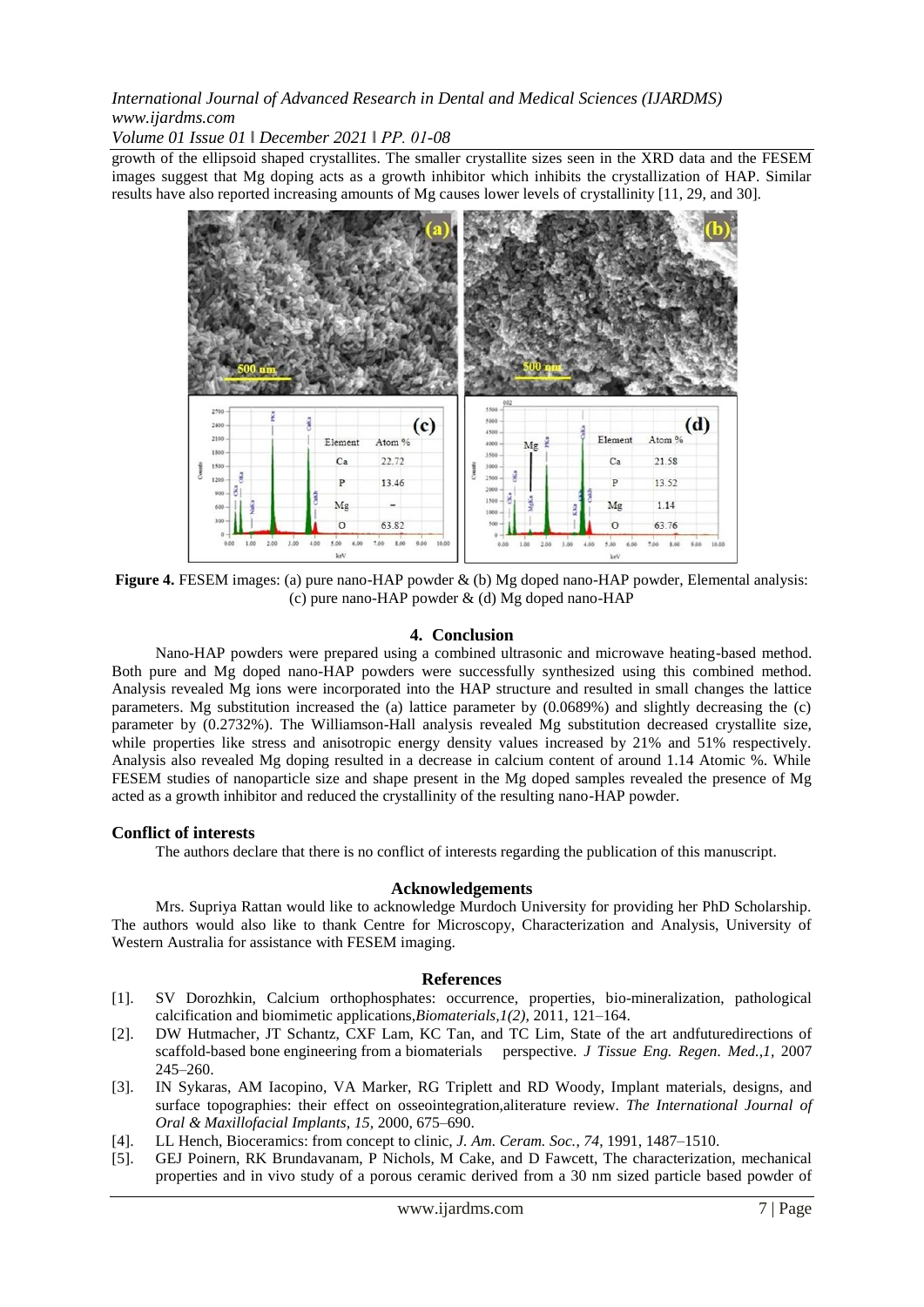growth of the ellipsoid shaped crystallites. The smaller crystallite sizes seen in the XRD data and the FESEM images suggest that Mg doping acts as a growth inhibitor which inhibits the crystallization of HAP. Similar results have also reported increasing amounts of Mg causes lower levels of crystallinity [11, 29, and 30].

**Figure 4.** FESEM images: (a) pure nano-HAP powder & (b) Mg doped nano-HAP powder, Elemental analysis: (c) pure nano-HAP powder & (d) Mg doped nano-HAP

## 4. Conclusion

Nano-HAP powders were prepared using a combined ultrasonic and microwave heating-based method. Both pure and Mg doped nano-HAP powders were successfully synthesized using this combined method. Analysis revealed Mg ions were incorporated into the HAP structure and resulted in small changes the lattice parameters. Mg substitution increased the (a) lattice parameter by (0.0689%) and slightly decreasing the (c) parameter by (0.2732%). The Williamson-Hall analysis revealed Mg substitution decreased crystallite size, while properties like stress and anisotropic energy density values increased by 21% and 51% respectively. Analysis also revealed Mg doping resulted in a decrease in calcium content of around 1.14 Atomic %. While FESEM studies of nanoparticle size and shape present in the Mg doped samples revealed the presence of Mg acted as a growth inhibitor and reduced the crystallinity of the resulting nano-HAP powder.

### Conflict of interests

The authors declare that there is no conflict of interests regarding the publication of this manuscript.

### Acknowledgements

Mrs. Supriya Rattan would like to acknowledge Murdoch University for providing her PhD Scholarship. The authors would also like to thank Centre for Microscopy, Characterization and Analysis, University of Western Australia for assistance with FESEM imaging.

### References

[1]. SV Dorozhkin, Calcium orthophosphates: occurrence, properties, bio-mineralization, pathological calcification and biomimetic applications,*Biomaterials,1(2),* 2011, 121–164.

[2]. DW Hutmacher, JT Schantz, CXF Lam, KC Tan, and TC Lim, State of the art andfuturedirections of scaffold-based bone engineering from a biomaterials perspective. *J Tissue Eng. Regen. Med.,1,* 2007 245–260.

[3]. IN Sykaras, AM Iacopino, VA Marker, RG Triplett and RD Woody, Implant materials, designs, and surface topographies: their effect on osseointegration,aliterature review. *The International Journal of Oral & Maxillofacial Implants, 15,* 2000, 675–690.

[4]. LL Hench, Bioceramics: from concept to clinic, *J. Am. Ceram. Soc., 74*, 1991, 1487–1510.

[5]. GEJ Poinern, RK Brundavanam, P Nichols, M Cake, and D Fawcett, The characterization, mechanical properties and in vivo study of a porous ceramic derived from a 30 nm sized particle based powder of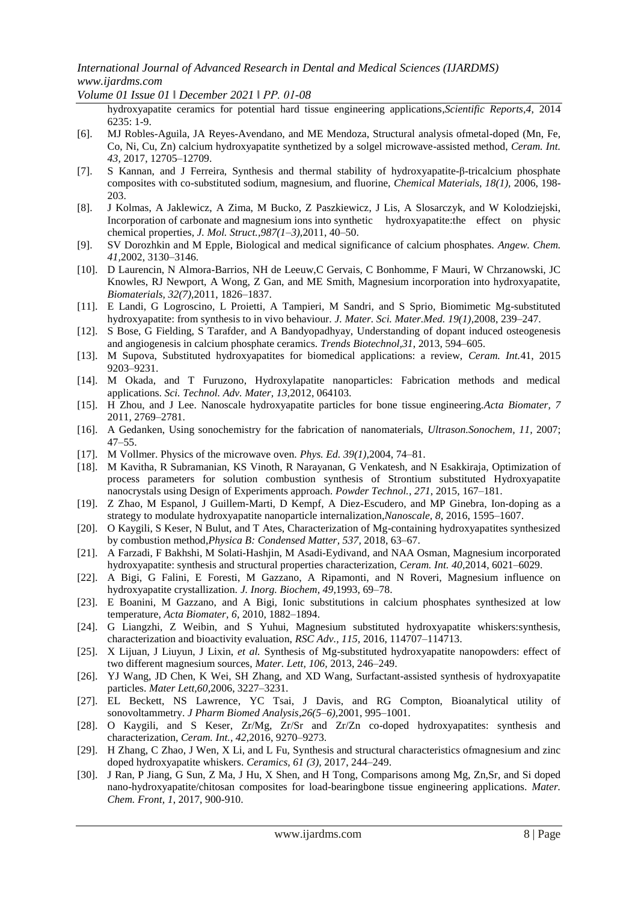hydroxyapatite ceramics for potential hard tissue engineering applications,*Scientific Reports,4,* 2014 6235: 1-9.

[6]. MJ Robles-Aguila, JA Reyes-Avendano, and ME Mendoza, Structural analysis ofmetal-doped (Mn, Fe, Co, Ni, Cu, Zn) calcium hydroxyapatite synthetized by a solgel microwave-assisted method, *Ceram. Int. 43,* 2017, 12705–12709.

[7]. S Kannan, and J Ferreira, Synthesis and thermal stability of hydroxyapatite-β-tricalcium phosphate composites with co-substituted sodium, magnesium, and fluorine, *Chemical Materials, 18(1),* 2006, 198-203.

[8]. J Kolmas, A Jaklewicz, A Zima, M Bucko, Z Paszkiewicz, J Lis, A Slosarczyk, and W Kolodziejski, Incorporation of carbonate and magnesium ions into synthetic hydroxyapatite:the effect on physic chemical properties, *J. Mol. Struct.,987(1–3),*2011, 40–50.

[9]. SV Dorozhkin and M Epple, Biological and medical significance of calcium phosphates. *Angew. Chem. 41,*2002, 3130–3146.

[10]. D Laurencin, N Almora-Barrios, NH de Leeuw,C Gervais, C Bonhomme, F Mauri, W Chrzanowski, JC Knowles, RJ Newport, A Wong, Z Gan, and ME Smith, Magnesium incorporation into hydroxyapatite, *Biomaterials, 32(7),*2011, 1826–1837.

[11]. E Landi, G Logroscino, L Proietti, A Tampieri, M Sandri, and S Sprio, Biomimetic Mg-substituted hydroxyapatite: from synthesis to in vivo behaviour. *J. Mater. Sci. Mater.Med. 19(1),*2008, 239–247.

[12]. S Bose, G Fielding, S Tarafder, and A Bandyopadhyay, Understanding of dopant induced osteogenesis and angiogenesis in calcium phosphate ceramics. *Trends Biotechnol,31*, 2013, 594–605.

[13]. M Supova, Substituted hydroxyapatites for biomedical applications: a review, *Ceram. Int.*41, 2015 9203–9231.

[14]. M Okada, and T Furuzono, Hydroxylapatite nanoparticles: Fabrication methods and medical applications. *Sci. Technol. Adv. Mater, 13,*2012, 064103.

[15]. H Zhou, and J Lee. Nanoscale hydroxyapatite particles for bone tissue engineering.*Acta Biomater, 7* 2011, 2769–2781.

[16]. A Gedanken, Using sonochemistry for the fabrication of nanomaterials, *Ultrason.Sonochem, 11,* 2007; 47–55.

[17]. M Vollmer. Physics of the microwave oven. *Phys. Ed. 39(1),*2004, 74–81.

[18]. M Kavitha, R Subramanian, KS Vinoth, R Narayanan, G Venkatesh, and N Esakkiraja, Optimization of process parameters for solution combustion synthesis of Strontium substituted Hydroxyapatite nanocrystals using Design of Experiments approach. *Powder Technol., 271,* 2015, 167–181.

[19]. Z Zhao, M Espanol, J Guillem-Marti, D Kempf, A Diez-Escudero, and MP Ginebra, Ion-doping as a strategy to modulate hydroxyapatite nanoparticle internalization,*Nanoscale, 8,* 2016, 1595–1607.

[20]. O Kaygili, S Keser, N Bulut, and T Ates, Characterization of Mg-containing hydroxyapatites synthesized by combustion method,*Physica B: Condensed Matter, 537,* 2018, 63–67.

[21]. A Farzadi, F Bakhshi, M Solati-Hashjin, M Asadi-Eydivand, and NAA Osman, Magnesium incorporated hydroxyapatite: synthesis and structural properties characterization, *Ceram. Int. 40,*2014, 6021–6029.

[22]. A Bigi, G Falini, E Foresti, M Gazzano, A Ripamonti, and N Roveri, Magnesium influence on hydroxyapatite crystallization. *J. Inorg. Biochem, 49,*1993, 69–78.

[23]. E Boanini, M Gazzano, and A Bigi, Ionic substitutions in calcium phosphates synthesized at low temperature, *Acta Biomater, 6,* 2010, 1882–1894.

[24]. G Liangzhi, Z Weibin, and S Yuhui, Magnesium substituted hydroxyapatite whiskers:synthesis, characterization and bioactivity evaluation, *RSC Adv., 115,* 2016, 114707–114713.

[25]. X Lijuan, J Liuyun, J Lixin, *et al.* Synthesis of Mg-substituted hydroxyapatite nanopowders: effect of two different magnesium sources, *Mater. Lett, 106,* 2013, 246–249.

[26]. YJ Wang, JD Chen, K Wei, SH Zhang, and XD Wang, Surfactant-assisted synthesis of hydroxyapatite particles. *Mater Lett,60,*2006, 3227–3231.

[27]. EL Beckett, NS Lawrence, YC Tsai, J Davis, and RG Compton, Bioanalytical utility of sonovoltammetry. *J Pharm Biomed Analysis,26(5–6),*2001, 995–1001.

[28]. O Kaygili, and S Keser, Zr/Mg, Zr/Sr and Zr/Zn co-doped hydroxyapatites: synthesis and characterization, *Ceram. Int., 42,*2016, 9270–9273.

[29]. H Zhang, C Zhao, J Wen, X Li, and L Fu, Synthesis and structural characteristics ofmagnesium and zinc doped hydroxyapatite whiskers. *Ceramics, 61 (3),* 2017, 244–249.

[30]. J Ran, P Jiang, G Sun, Z Ma, J Hu, X Shen, and H Tong, Comparisons among Mg, Zn,Sr, and Si doped nano-hydroxyapatite/chitosan composites for load-bearingbone tissue engineering applications. *Mater. Chem. Front, 1*, 2017, 900-910.